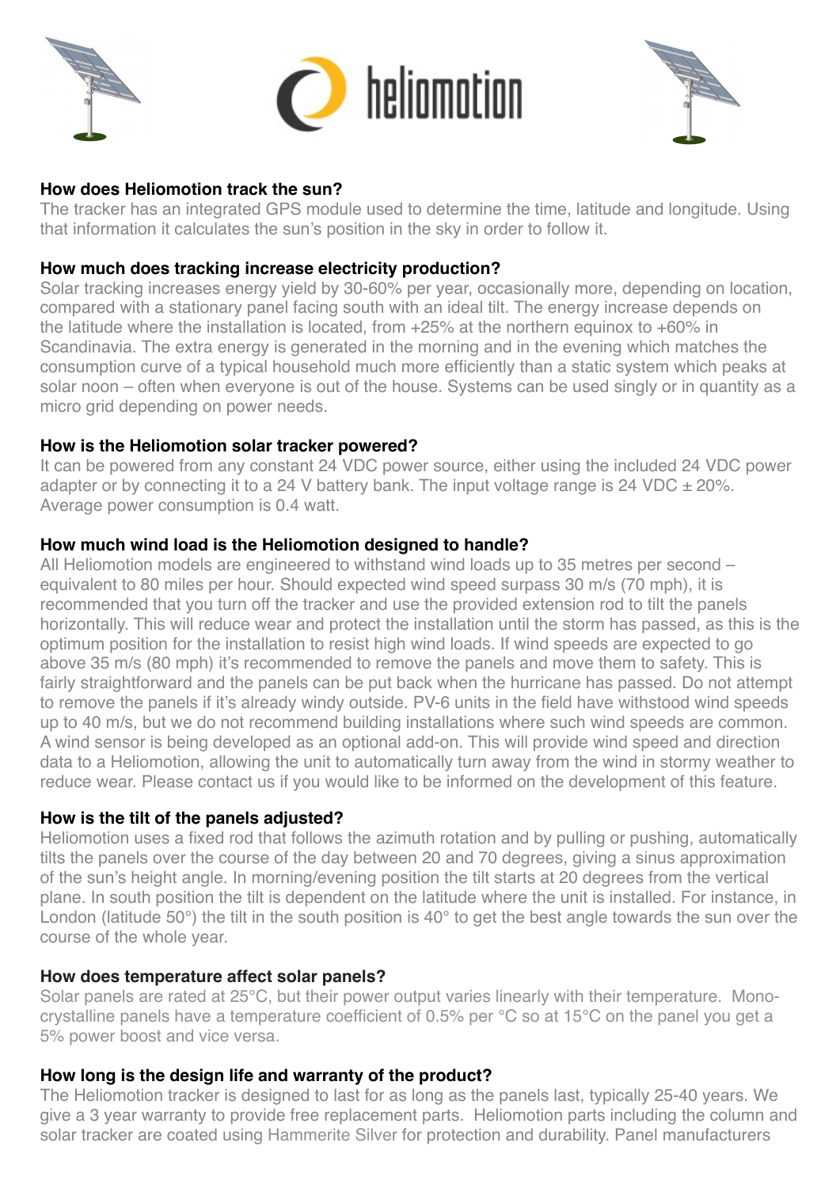## How does Heliomotion track the sun?

The tracker has an integrated GPS module used to determine the time, latitude and longitude. Using that information it calculates the sun's position in the sky in order to follow it.

## How much does tracking increase electricity production?

Solar tracking increases energy yield by 30-60% per year, occasionally more, depending on location, compared with a stationary panel facing south with an ideal tilt. The energy increase depends on the latitude where the installation is located, from +25% at the northern equinox to +60% in Scandinavia. The extra energy is generated in the morning and in the evening which matches the consumption curve of a typical household much more efficiently than a static system which peaks at solar noon – often when everyone is out of the house. Systems can be used singly or in quantity as a micro grid depending on power needs.

## How is the Heliomotion solar tracker powered?

It can be powered from any constant 24 VDC power source, either using the included 24 VDC power adapter or by connecting it to a 24 V battery bank. The input voltage range is 24 VDC ± 20%. Average power consumption is 0.4 watt.

## How much wind load is the Heliomotion designed to handle?

All Heliomotion models are engineered to withstand wind loads up to 35 metres per second – equivalent to 80 miles per hour. Should expected wind speed surpass 30 m/s (70 mph), it is recommended that you turn off the tracker and use the provided extension rod to tilt the panels horizontally. This will reduce wear and protect the installation until the storm has passed, as this is the optimum position for the installation to resist high wind loads. If wind speeds are expected to go above 35 m/s (80 mph) it's recommended to remove the panels and move them to safety. This is fairly straightforward and the panels can be put back when the hurricane has passed. Do not attempt to remove the panels if it's already windy outside. PV-6 units in the field have withstood wind speeds up to 40 m/s, but we do not recommend building installations where such wind speeds are common. A wind sensor is being developed as an optional add-on. This will provide wind speed and direction data to a Heliomotion, allowing the unit to automatically turn away from the wind in stormy weather to reduce wear. Please contact us if you would like to be informed on the development of this feature.

## How is the tilt of the panels adjusted?

Heliomotion uses a fixed rod that follows the azimuth rotation and by pulling or pushing, automatically tilts the panels over the course of the day between 20 and 70 degrees, giving a sinus approximation of the sun's height angle. In morning/evening position the tilt starts at 20 degrees from the vertical plane. In south position the tilt is dependent on the latitude where the unit is installed. For instance, in London (latitude 50°) the tilt in the south position is 40° to get the best angle towards the sun over the course of the whole year.

## How does temperature affect solar panels?

Solar panels are rated at 25°C, but their power output varies linearly with their temperature. Mono-crystalline panels have a temperature coefficient of 0.5% per °C so at 15°C on the panel you get a 5% power boost and vice versa.

## How long is the design life and warranty of the product?

The Heliomotion tracker is designed to last for as long as the panels last, typically 25-40 years. We give a 3 year warranty to provide free replacement parts. Heliomotion parts including the column and solar tracker are coated using Hammerite Silver for protection and durability. Panel manufacturers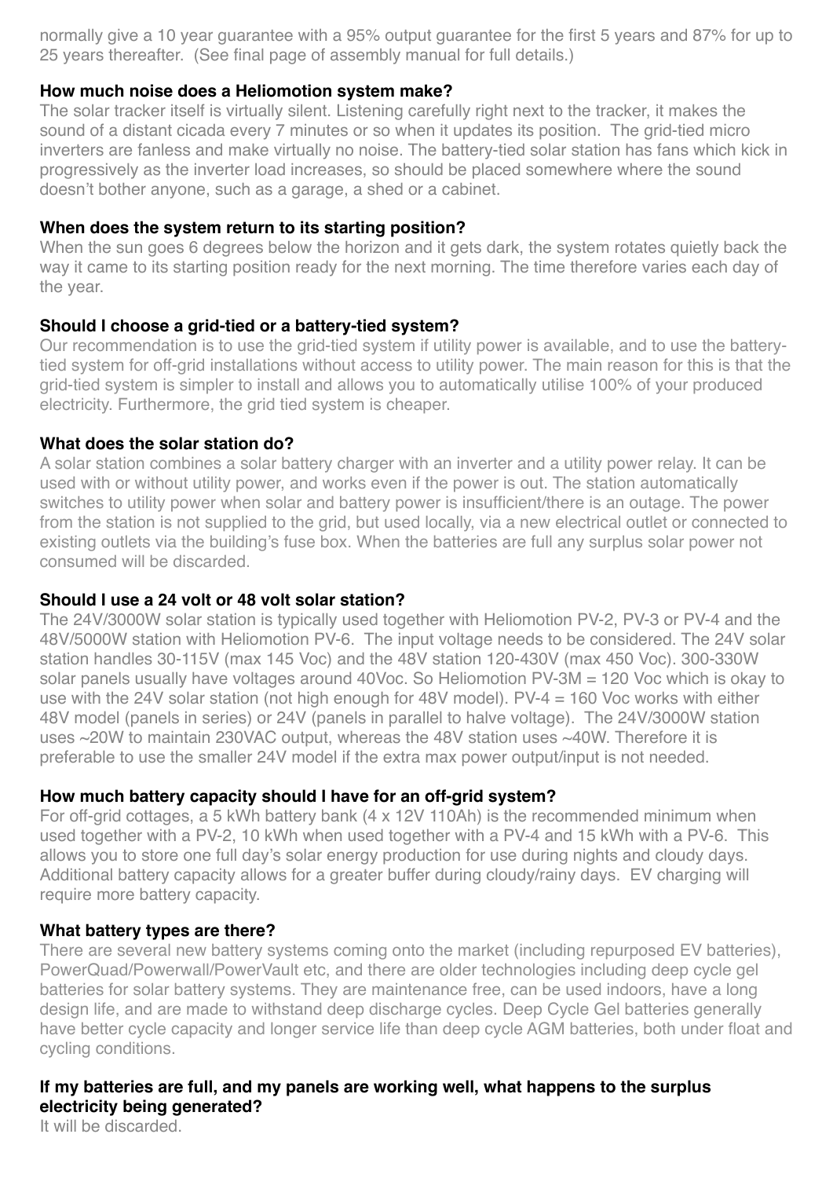normally give a 10 year guarantee with a 95% output guarantee for the first 5 years and 87% for up to 25 years thereafter. (See final page of assembly manual for full details.)

**How much noise does a Heliomotion system make?**

The solar tracker itself is virtually silent. Listening carefully right next to the tracker, it makes the sound of a distant cicada every 7 minutes or so when it updates its position. The grid-tied micro inverters are fanless and make virtually no noise. The battery-tied solar station has fans which kick in progressively as the inverter load increases, so should be placed somewhere where the sound doesn't bother anyone, such as a garage, a shed or a cabinet.

**When does the system return to its starting position?**

When the sun goes 6 degrees below the horizon and it gets dark, the system rotates quietly back the way it came to its starting position ready for the next morning. The time therefore varies each day of the year.

**Should I choose a grid-tied or a battery-tied system?**

Our recommendation is to use the grid-tied system if utility power is available, and to use the battery-tied system for off-grid installations without access to utility power. The main reason for this is that the grid-tied system is simpler to install and allows you to automatically utilise 100% of your produced electricity. Furthermore, the grid tied system is cheaper.

**What does the solar station do?**

A solar station combines a solar battery charger with an inverter and a utility power relay. It can be used with or without utility power, and works even if the power is out. The station automatically switches to utility power when solar and battery power is insufficient/there is an outage. The power from the station is not supplied to the grid, but used locally, via a new electrical outlet or connected to existing outlets via the building's fuse box. When the batteries are full any surplus solar power not consumed will be discarded.

**Should I use a 24 volt or 48 volt solar station?**

The 24V/3000W solar station is typically used together with Heliomotion PV-2, PV-3 or PV-4 and the 48V/5000W station with Heliomotion PV-6. The input voltage needs to be considered. The 24V solar station handles 30-115V (max 145 Voc) and the 48V station 120-430V (max 450 Voc). 300-330W solar panels usually have voltages around 40Voc. So Heliomotion PV-3M = 120 Voc which is okay to use with the 24V solar station (not high enough for 48V model). PV-4 = 160 Voc works with either 48V model (panels in series) or 24V (panels in parallel to halve voltage). The 24V/3000W station uses ~20W to maintain 230VAC output, whereas the 48V station uses ~40W. Therefore it is preferable to use the smaller 24V model if the extra max power output/input is not needed.

**How much battery capacity should I have for an off-grid system?**

For off-grid cottages, a 5 kWh battery bank (4 x 12V 110Ah) is the recommended minimum when used together with a PV-2, 10 kWh when used together with a PV-4 and 15 kWh with a PV-6. This allows you to store one full day's solar energy production for use during nights and cloudy days. Additional battery capacity allows for a greater buffer during cloudy/rainy days. EV charging will require more battery capacity.

**What battery types are there?**

There are several new battery systems coming onto the market (including repurposed EV batteries), PowerQuad/Powerwall/PowerVault etc, and there are older technologies including deep cycle gel batteries for solar battery systems. They are maintenance free, can be used indoors, have a long design life, and are made to withstand deep discharge cycles. Deep Cycle Gel batteries generally have better cycle capacity and longer service life than deep cycle AGM batteries, both under float and cycling conditions.

**If my batteries are full, and my panels are working well, what happens to the surplus electricity being generated?**

It will be discarded.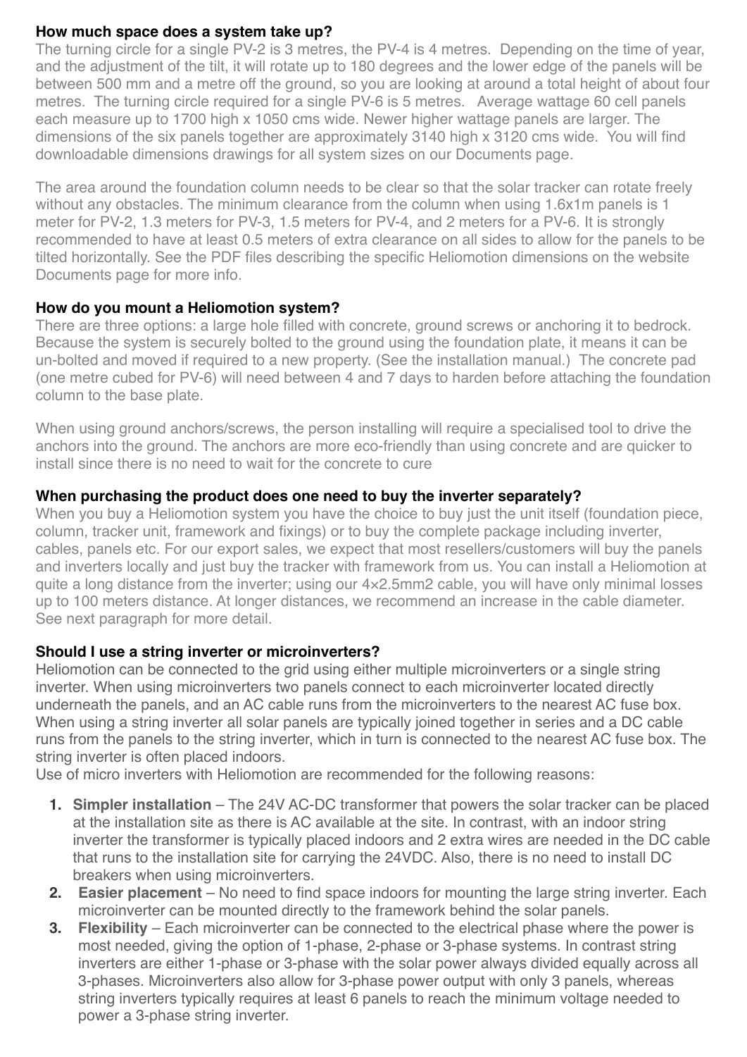### How much space does a system take up?

The turning circle for a single PV-2 is 3 metres, the PV-4 is 4 metres. Depending on the time of year, and the adjustment of the tilt, it will rotate up to 180 degrees and the lower edge of the panels will be between 500 mm and a metre off the ground, so you are looking at around a total height of about four metres. The turning circle required for a single PV-6 is 5 metres. Average wattage 60 cell panels each measure up to 1700 high x 1050 cms wide. Newer higher wattage panels are larger. The dimensions of the six panels together are approximately 3140 high x 3120 cms wide. You will find downloadable dimensions drawings for all system sizes on our Documents page.

The area around the foundation column needs to be clear so that the solar tracker can rotate freely without any obstacles. The minimum clearance from the column when using 1.6x1m panels is 1 meter for PV-2, 1.3 meters for PV-3, 1.5 meters for PV-4, and 2 meters for a PV-6. It is strongly recommended to have at least 0.5 meters of extra clearance on all sides to allow for the panels to be tilted horizontally. See the PDF files describing the specific Heliomotion dimensions on the website Documents page for more info.

### How do you mount a Heliomotion system?

There are three options: a large hole filled with concrete, ground screws or anchoring it to bedrock. Because the system is securely bolted to the ground using the foundation plate, it means it can be un-bolted and moved if required to a new property. (See the installation manual.) The concrete pad (one metre cubed for PV-6) will need between 4 and 7 days to harden before attaching the foundation column to the base plate.

When using ground anchors/screws, the person installing will require a specialised tool to drive the anchors into the ground. The anchors are more eco-friendly than using concrete and are quicker to install since there is no need to wait for the concrete to cure

### When purchasing the product does one need to buy the inverter separately?

When you buy a Heliomotion system you have the choice to buy just the unit itself (foundation piece, column, tracker unit, framework and fixings) or to buy the complete package including inverter, cables, panels etc. For our export sales, we expect that most resellers/customers will buy the panels and inverters locally and just buy the tracker with framework from us. You can install a Heliomotion at quite a long distance from the inverter; using our 4×2.5mm2 cable, you will have only minimal losses up to 100 meters distance. At longer distances, we recommend an increase in the cable diameter. See next paragraph for more detail.

### Should I use a string inverter or microinverters?

Heliomotion can be connected to the grid using either multiple microinverters or a single string inverter. When using microinverters two panels connect to each microinverter located directly underneath the panels, and an AC cable runs from the microinverters to the nearest AC fuse box. When using a string inverter all solar panels are typically joined together in series and a DC cable runs from the panels to the string inverter, which in turn is connected to the nearest AC fuse box. The string inverter is often placed indoors.

Use of micro inverters with Heliomotion are recommended for the following reasons:

1. **Simpler installation** – The 24V AC-DC transformer that powers the solar tracker can be placed at the installation site as there is AC available at the site. In contrast, with an indoor string inverter the transformer is typically placed indoors and 2 extra wires are needed in the DC cable that runs to the installation site for carrying the 24VDC. Also, there is no need to install DC breakers when using microinverters.
2. **Easier placement** – No need to find space indoors for mounting the large string inverter. Each microinverter can be mounted directly to the framework behind the solar panels.
3. **Flexibility** – Each microinverter can be connected to the electrical phase where the power is most needed, giving the option of 1-phase, 2-phase or 3-phase systems. In contrast string inverters are either 1-phase or 3-phase with the solar power always divided equally across all 3-phases. Microinverters also allow for 3-phase power output with only 3 panels, whereas string inverters typically requires at least 6 panels to reach the minimum voltage needed to power a 3-phase string inverter.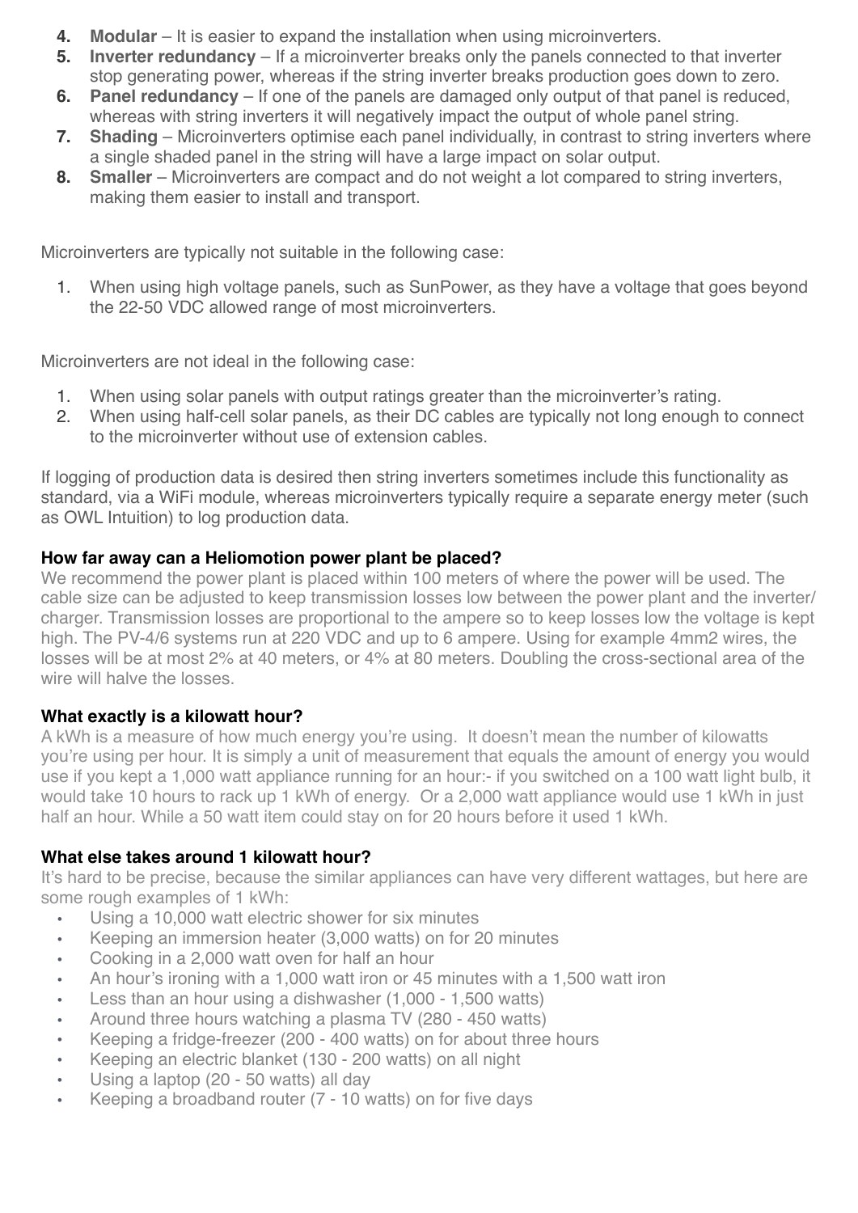4. **Modular** – It is easier to expand the installation when using microinverters.
5. **Inverter redundancy** – If a microinverter breaks only the panels connected to that inverter stop generating power, whereas if the string inverter breaks production goes down to zero.
6. **Panel redundancy** – If one of the panels are damaged only output of that panel is reduced, whereas with string inverters it will negatively impact the output of whole panel string.
7. **Shading** – Microinverters optimise each panel individually, in contrast to string inverters where a single shaded panel in the string will have a large impact on solar output.
8. **Smaller** – Microinverters are compact and do not weight a lot compared to string inverters, making them easier to install and transport.

Microinverters are typically not suitable in the following case:

1. When using high voltage panels, such as SunPower, as they have a voltage that goes beyond the 22-50 VDC allowed range of most microinverters.

Microinverters are not ideal in the following case:

1. When using solar panels with output ratings greater than the microinverter's rating.
2. When using half-cell solar panels, as their DC cables are typically not long enough to connect to the microinverter without use of extension cables.

If logging of production data is desired then string inverters sometimes include this functionality as standard, via a WiFi module, whereas microinverters typically require a separate energy meter (such as OWL Intuition) to log production data.

**How far away can a Heliomotion power plant be placed?**

We recommend the power plant is placed within 100 meters of where the power will be used. The cable size can be adjusted to keep transmission losses low between the power plant and the inverter/charger. Transmission losses are proportional to the ampere so to keep losses low the voltage is kept high. The PV-4/6 systems run at 220 VDC and up to 6 ampere. Using for example 4mm2 wires, the losses will be at most 2% at 40 meters, or 4% at 80 meters. Doubling the cross-sectional area of the wire will halve the losses.

**What exactly is a kilowatt hour?**

A kWh is a measure of how much energy you're using. It doesn't mean the number of kilowatts you're using per hour. It is simply a unit of measurement that equals the amount of energy you would use if you kept a 1,000 watt appliance running for an hour:- if you switched on a 100 watt light bulb, it would take 10 hours to rack up 1 kWh of energy. Or a 2,000 watt appliance would use 1 kWh in just half an hour. While a 50 watt item could stay on for 20 hours before it used 1 kWh.

**What else takes around 1 kilowatt hour?**

It's hard to be precise, because the similar appliances can have very different wattages, but here are some rough examples of 1 kWh:

- Using a 10,000 watt electric shower for six minutes
- Keeping an immersion heater (3,000 watts) on for 20 minutes
- Cooking in a 2,000 watt oven for half an hour
- An hour's ironing with a 1,000 watt iron or 45 minutes with a 1,500 watt iron
- Less than an hour using a dishwasher (1,000 - 1,500 watts)
- Around three hours watching a plasma TV (280 - 450 watts)
- Keeping a fridge-freezer (200 - 400 watts) on for about three hours
- Keeping an electric blanket (130 - 200 watts) on all night
- Using a laptop (20 - 50 watts) all day
- Keeping a broadband router (7 - 10 watts) on for five days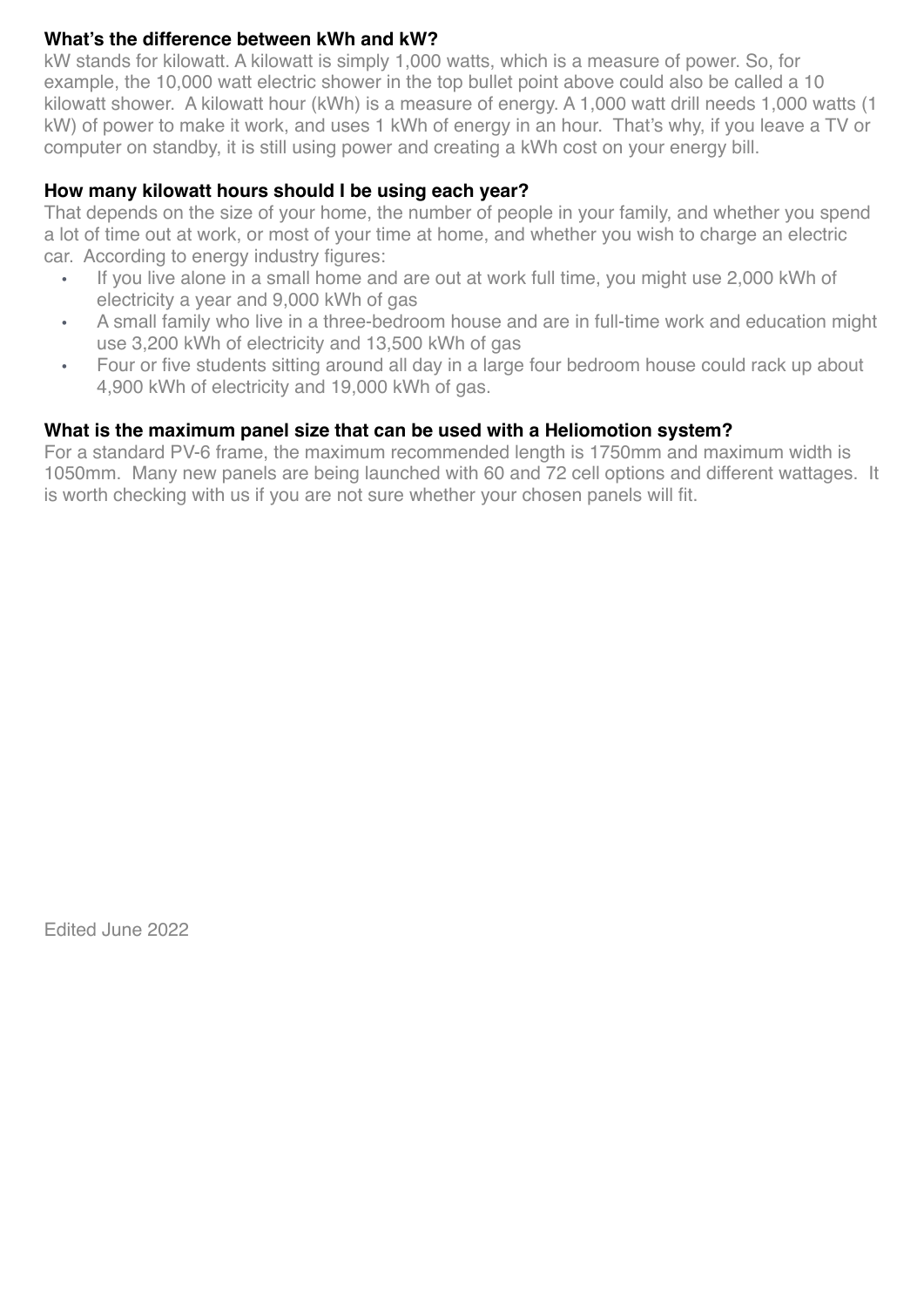### What's the difference between kWh and kW?

kW stands for kilowatt. A kilowatt is simply 1,000 watts, which is a measure of power. So, for example, the 10,000 watt electric shower in the top bullet point above could also be called a 10 kilowatt shower. A kilowatt hour (kWh) is a measure of energy. A 1,000 watt drill needs 1,000 watts (1 kW) of power to make it work, and uses 1 kWh of energy in an hour. That's why, if you leave a TV or computer on standby, it is still using power and creating a kWh cost on your energy bill.

### How many kilowatt hours should I be using each year?

That depends on the size of your home, the number of people in your family, and whether you spend a lot of time out at work, or most of your time at home, and whether you wish to charge an electric car. According to energy industry figures:

- If you live alone in a small home and are out at work full time, you might use 2,000 kWh of electricity a year and 9,000 kWh of gas
- A small family who live in a three-bedroom house and are in full-time work and education might use 3,200 kWh of electricity and 13,500 kWh of gas
- Four or five students sitting around all day in a large four bedroom house could rack up about 4,900 kWh of electricity and 19,000 kWh of gas.

### What is the maximum panel size that can be used with a Heliomotion system?

For a standard PV-6 frame, the maximum recommended length is 1750mm and maximum width is 1050mm. Many new panels are being launched with 60 and 72 cell options and different wattages. It is worth checking with us if you are not sure whether your chosen panels will fit.

Edited June 2022